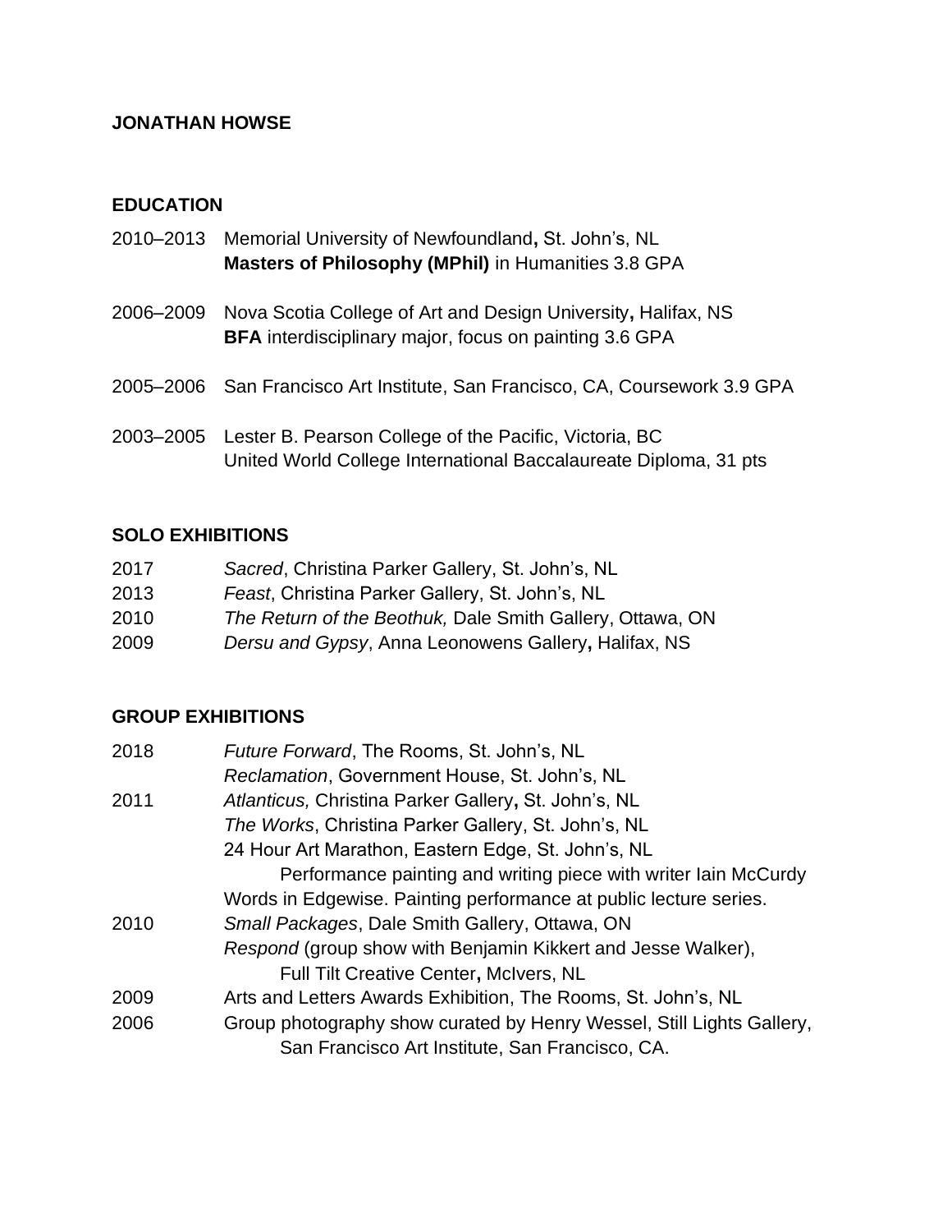**JONATHAN HOWSE**

## EDUCATION

2010–2013 Memorial University of Newfoundland**,** St. John's, NL
**Masters of Philosophy (MPhil)** in Humanities 3.8 GPA

2006–2009 Nova Scotia College of Art and Design Universit**y,** Halifax, NS
**BFA** interdisciplinary major, focus on painting 3.6 GPA

2005–2006 San Francisco Art Institute, San Francisco, CA, Coursework 3.9 GPA

2003–2005 Lester B. Pearson College of the Pacific, Victoria, BC
United World College International Baccalaureate Diploma, 31 pts

## SOLO EXHIBITIONS

2017 *Sacred*, Christina Parker Gallery, St. John's, NL
2013 *Feast*, Christina Parker Gallery, St. John's, NL
2010 *The Return of the Beothuk,* Dale Smith Gallery, Ottawa, ON
2009 *Dersu and Gypsy*, Anna Leonowens Gallery**,** Halifax, NS

## GROUP EXHIBITIONS

2018 *Future Forward*, The Rooms, St. John's, NL
*Reclamation*, Government House, St. John's, NL
2011 *Atlanticus,* Christina Parker Gallery**,** St. John's, NL
*The Works*, Christina Parker Gallery, St. John's, NL
24 Hour Art Marathon, Eastern Edge, St. John's, NL
Performance painting and writing piece with writer Iain McCurdy
Words in Edgewise. Painting performance at public lecture series.
2010 *Small Packages*, Dale Smith Gallery, Ottawa, ON
*Respond* (group show with Benjamin Kikkert and Jesse Walker),
Full Tilt Creative Center**,** McIvers, NL
2009 Arts and Letters Awards Exhibition, The Rooms, St. John's, NL
2006 Group photography show curated by Henry Wessel, Still Lights Gallery,
San Francisco Art Institute, San Francisco, CA.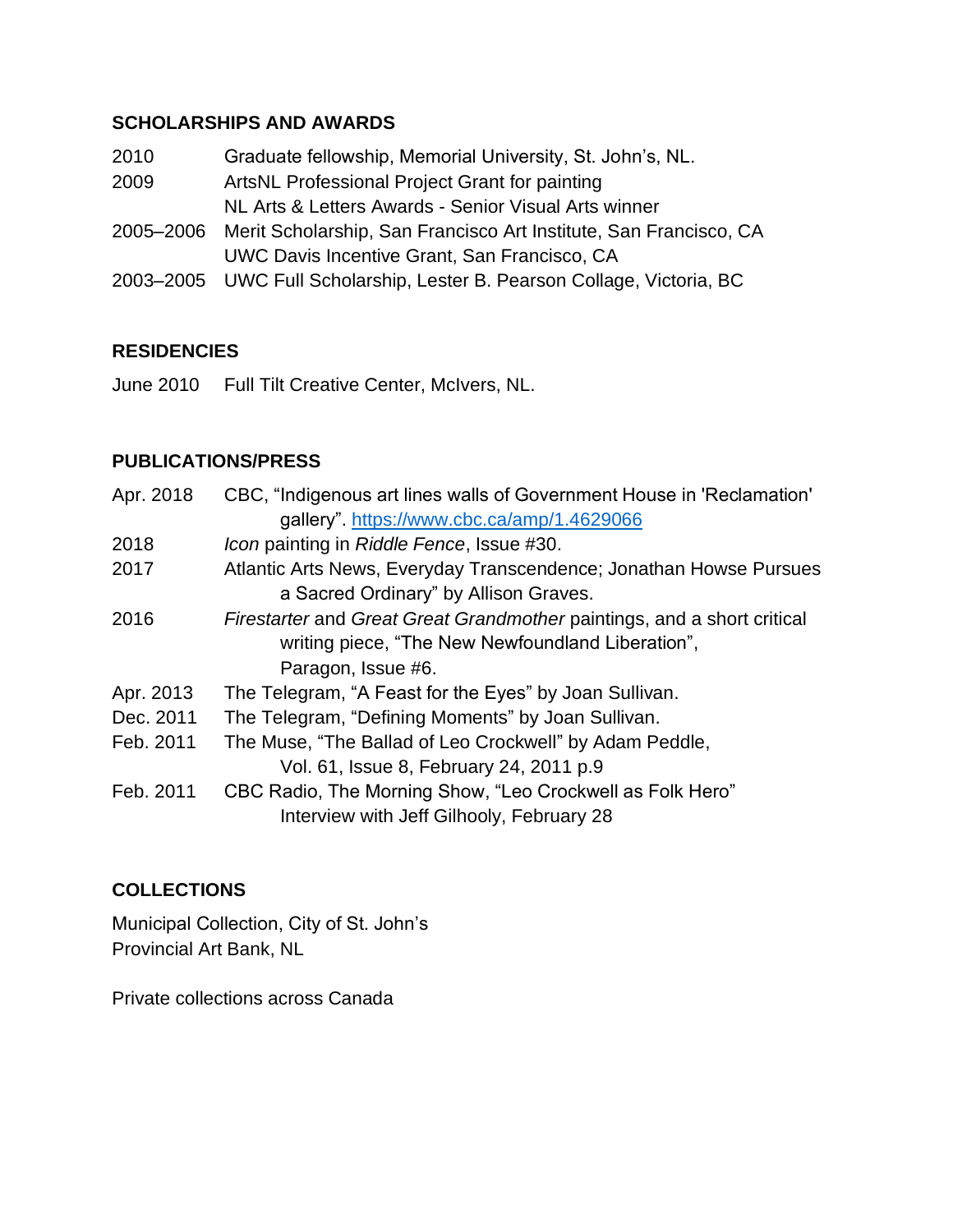## SCHOLARSHIPS AND AWARDS

2010 Graduate fellowship, Memorial University, St. John's, NL.
2009 ArtsNL Professional Project Grant for painting
NL Arts & Letters Awards - Senior Visual Arts winner
2005–2006 Merit Scholarship, San Francisco Art Institute, San Francisco, CA
UWC Davis Incentive Grant, San Francisco, CA
2003–2005 UWC Full Scholarship, Lester B. Pearson Collage, Victoria, BC

## RESIDENCIES

June 2010 Full Tilt Creative Center, McIvers, NL.

## PUBLICATIONS/PRESS

Apr. 2018 CBC, "Indigenous art lines walls of Government House in 'Reclamation' gallery". https://www.cbc.ca/amp/1.4629066
2018 *Icon* painting in *Riddle Fence*, Issue #30.
2017 Atlantic Arts News, Everyday Transcendence; Jonathan Howse Pursues a Sacred Ordinary" by Allison Graves.
2016 *Firestarter* and *Great Great Grandmother* paintings, and a short critical writing piece, "The New Newfoundland Liberation", Paragon, Issue #6.
Apr. 2013 The Telegram, "A Feast for the Eyes" by Joan Sullivan.
Dec. 2011 The Telegram, "Defining Moments" by Joan Sullivan.
Feb. 2011 The Muse, "The Ballad of Leo Crockwell" by Adam Peddle, Vol. 61, Issue 8, February 24, 2011 p.9
Feb. 2011 CBC Radio, The Morning Show, "Leo Crockwell as Folk Hero" Interview with Jeff Gilhooly, February 28

## COLLECTIONS

Municipal Collection, City of St. John's
Provincial Art Bank, NL

Private collections across Canada